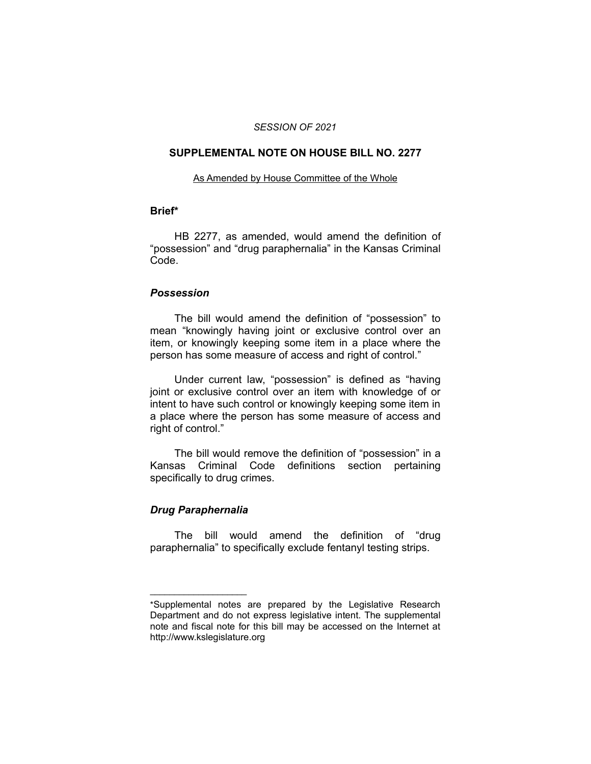*SESSION OF 2021*

# SUPPLEMENTAL NOTE ON HOUSE BILL NO. 2277

<u>As Amended by House Committee of the Whole</u>

## Brief*

HB 2277, as amended, would amend the definition of "possession" and "drug paraphernalia" in the Kansas Criminal Code.

### *Possession*

The bill would amend the definition of "possession" to mean "knowingly having joint or exclusive control over an item, or knowingly keeping some item in a place where the person has some measure of access and right of control."

Under current law, "possession" is defined as "having joint or exclusive control over an item with knowledge of or intent to have such control or knowingly keeping some item in a place where the person has some measure of access and right of control."

The bill would remove the definition of "possession" in a Kansas Criminal Code definitions section pertaining specifically to drug crimes.

### *Drug Paraphernalia*

The bill would amend the definition of "drug paraphernalia" to specifically exclude fentanyl testing strips.

---

*Supplemental notes are prepared by the Legislative Research Department and do not express legislative intent. The supplemental note and fiscal note for this bill may be accessed on the Internet at http://www.kslegislature.org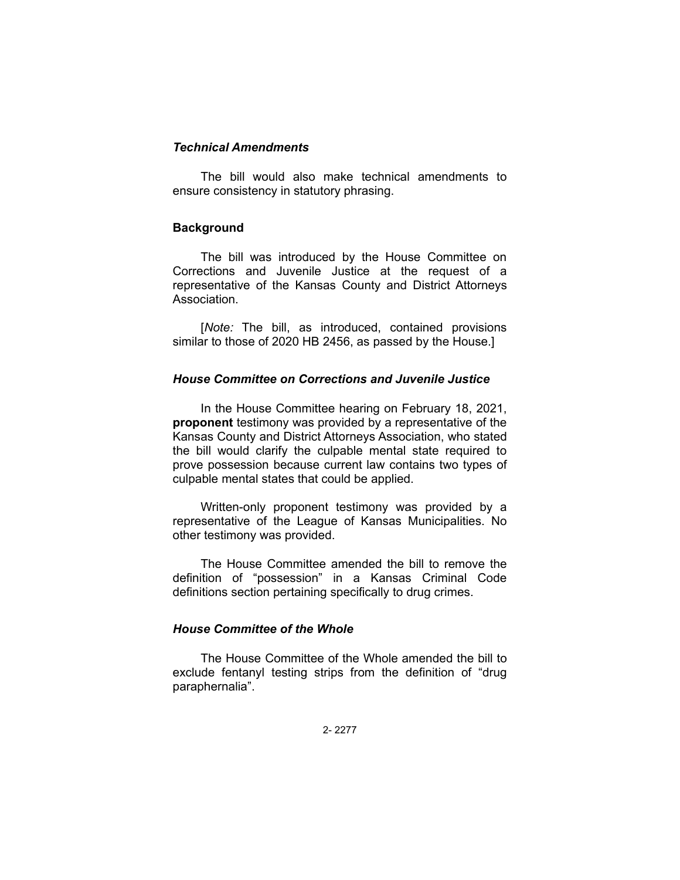### *Technical Amendments*

The bill would also make technical amendments to ensure consistency in statutory phrasing.

## Background

The bill was introduced by the House Committee on Corrections and Juvenile Justice at the request of a representative of the Kansas County and District Attorneys Association.

[*Note:* The bill, as introduced, contained provisions similar to those of 2020 HB 2456, as passed by the House.]

### *House Committee on Corrections and Juvenile Justice*

In the House Committee hearing on February 18, 2021, **proponent** testimony was provided by a representative of the Kansas County and District Attorneys Association, who stated the bill would clarify the culpable mental state required to prove possession because current law contains two types of culpable mental states that could be applied.

Written-only proponent testimony was provided by a representative of the League of Kansas Municipalities. No other testimony was provided.

The House Committee amended the bill to remove the definition of "possession" in a Kansas Criminal Code definitions section pertaining specifically to drug crimes.

### *House Committee of the Whole*

The House Committee of the Whole amended the bill to exclude fentanyl testing strips from the definition of "drug paraphernalia".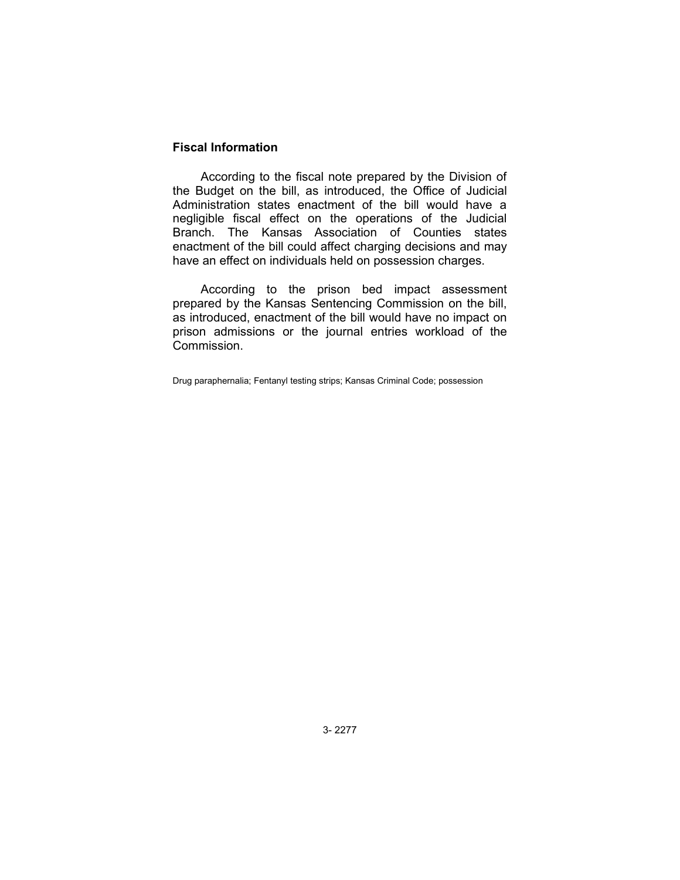**Fiscal Information**

According to the fiscal note prepared by the Division of the Budget on the bill, as introduced, the Office of Judicial Administration states enactment of the bill would have a negligible fiscal effect on the operations of the Judicial Branch. The Kansas Association of Counties states enactment of the bill could affect charging decisions and may have an effect on individuals held on possession charges.

According to the prison bed impact assessment prepared by the Kansas Sentencing Commission on the bill, as introduced, enactment of the bill would have no impact on prison admissions or the journal entries workload of the Commission.

Drug paraphernalia; Fentanyl testing strips; Kansas Criminal Code; possession